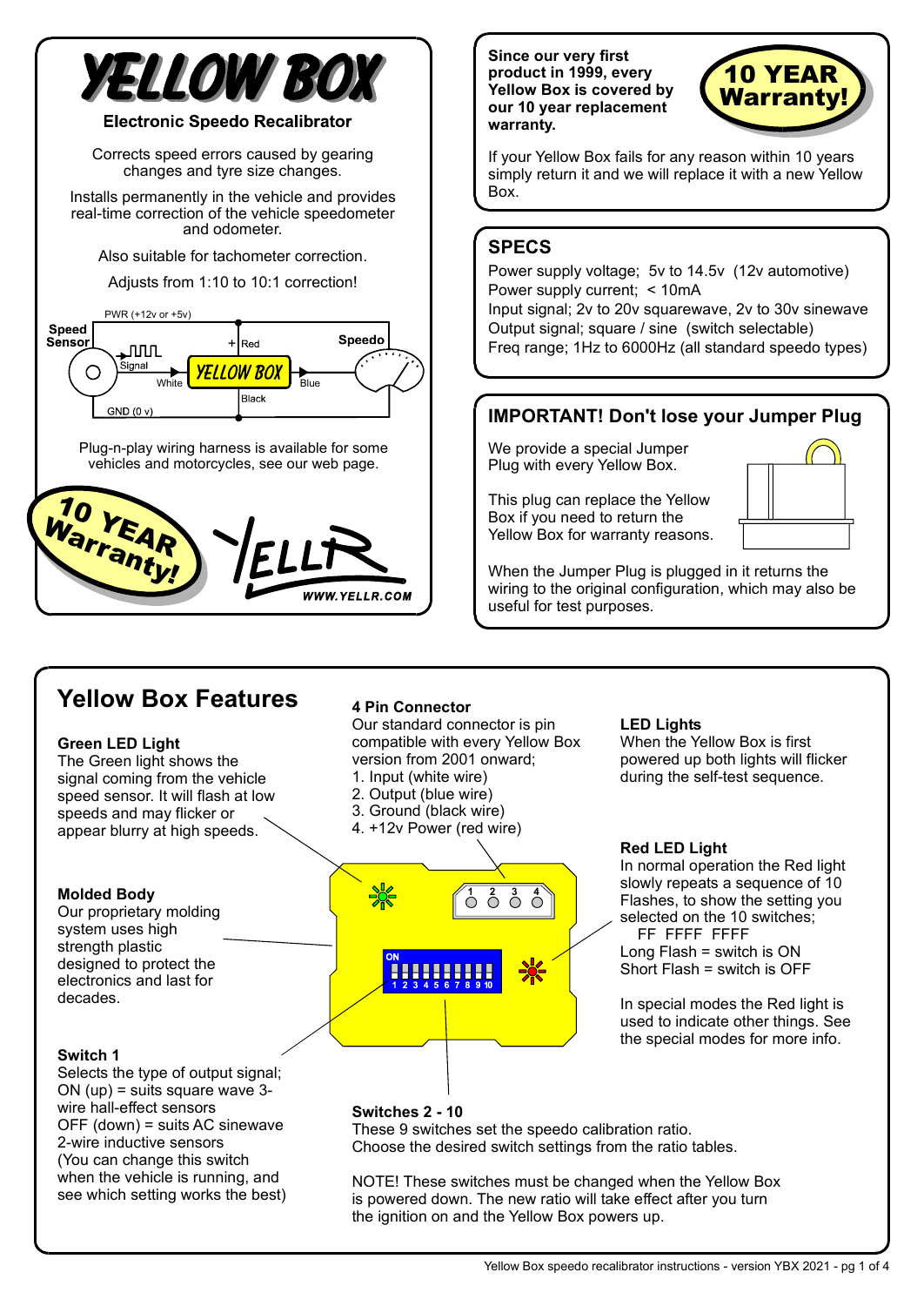# YELLOW BOX

**Electronic Speedo Recalibrator**

Corrects speed errors caused by gearing changes and tyre size changes.

Installs permanently in the vehicle and provides real-time correction of the vehicle speedometer and odometer.

Also suitable for tachometer correction.

Adjusts from 1:10 to 10:1 correction!

PWR (+12v or +5v)

Speed Sensor — Signal — White — YELLOW BOX — Blue — Speedo

+ Red

Black

GND (0 v)

Plug-n-play wiring harness is available for some vehicles and motorcycles, see our web page.

10 YEAR Warranty!

YELLR WWW.YELLR.COM

**Since our very first product in 1999, every Yellow Box is covered by our 10 year replacement warranty.**

**10 YEAR Warranty!**

If your Yellow Box fails for any reason within 10 years simply return it and we will replace it with a new Yellow Box.

## SPECS

Power supply voltage; 5v to 14.5v (12v automotive)
Power supply current; < 10mA
Input signal; 2v to 20v squarewave, 2v to 30v sinewave
Output signal; square / sine (switch selectable)
Freq range; 1Hz to 6000Hz (all standard speedo types)

## IMPORTANT! Don't lose your Jumper Plug

We provide a special Jumper Plug with every Yellow Box.

This plug can replace the Yellow Box if you need to return the Yellow Box for warranty reasons.

When the Jumper Plug is plugged in it returns the wiring to the original configuration, which may also be useful for test purposes.

## Yellow Box Features

**Green LED Light**
The Green light shows the signal coming from the vehicle speed sensor. It will flash at low speeds and may flicker or appear blurry at high speeds.

**Molded Body**
Our proprietary molding system uses high strength plastic designed to protect the electronics and last for decades.

**Switch 1**
Selects the type of output signal;
ON (up) = suits square wave 3-wire hall-effect sensors
OFF (down) = suits AC sinewave 2-wire inductive sensors
(You can change this switch when the vehicle is running, and see which setting works the best)

**4 Pin Connector**
Our standard connector is pin compatible with every Yellow Box version from 2001 onward;
1. Input (white wire)
2. Output (blue wire)
3. Ground (black wire)
4. +12v Power (red wire)

1 2 3 4

ON
1 2 3 4 5 6 7 8 9 10

**Switches 2 - 10**
These 9 switches set the speedo calibration ratio. Choose the desired switch settings from the ratio tables.

NOTE! These switches must be changed when the Yellow Box is powered down. The new ratio will take effect after you turn the ignition on and the Yellow Box powers up.

**LED Lights**
When the Yellow Box is first powered up both lights will flicker during the self-test sequence.

**Red LED Light**
In normal operation the Red light slowly repeats a sequence of 10 Flashes, to show the setting you selected on the 10 switches;
FF FFFF FFFF
Long Flash = switch is ON
Short Flash = switch is OFF

In special modes the Red light is used to indicate other things. See the special modes for more info.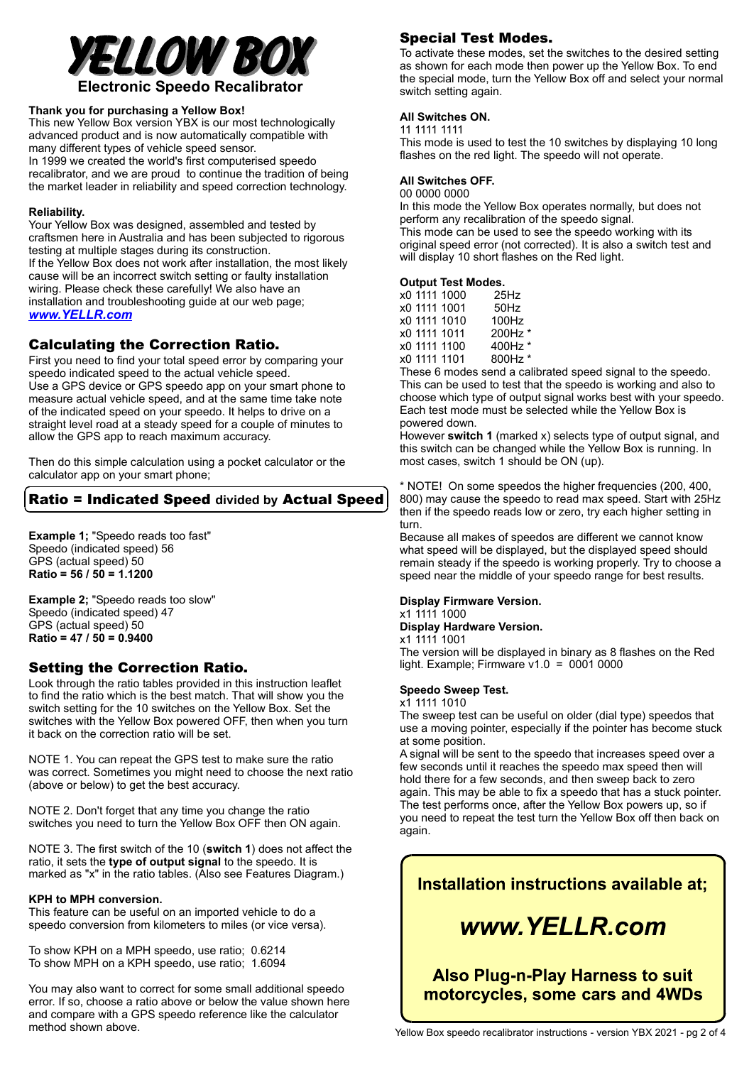# YELLOW BOX

**Electronic Speedo Recalibrator**

**Thank you for purchasing a Yellow Box!**
This new Yellow Box version YBX is our most technologically advanced product and is now automatically compatible with many different types of vehicle speed sensor.
In 1999 we created the world's first computerised speedo recalibrator, and we are proud to continue the tradition of being the market leader in reliability and speed correction technology.

**Reliability.**
Your Yellow Box was designed, assembled and tested by craftsmen here in Australia and has been subjected to rigorous testing at multiple stages during its construction.
If the Yellow Box does not work after installation, the most likely cause will be an incorrect switch setting or faulty installation wiring. Please check these carefully! We also have an installation and troubleshooting guide at our web page; ***www.YELLR.com***

## Calculating the Correction Ratio.

First you need to find your total speed error by comparing your speedo indicated speed to the actual vehicle speed.
Use a GPS device or GPS speedo app on your smart phone to measure actual vehicle speed, and at the same time take note of the indicated speed on your speedo. It helps to drive on a straight level road at a steady speed for a couple of minutes to allow the GPS app to reach maximum accuracy.

Then do this simple calculation using a pocket calculator or the calculator app on your smart phone;

**Ratio = Indicated Speed divided by Actual Speed**

**Example 1;** "Speedo reads too fast"
Speedo (indicated speed) 56
GPS (actual speed) 50
**Ratio = 56 / 50 = 1.1200**

**Example 2;** "Speedo reads too slow"
Speedo (indicated speed) 47
GPS (actual speed) 50
**Ratio = 47 / 50 = 0.9400**

## Setting the Correction Ratio.

Look through the ratio tables provided in this instruction leaflet to find the ratio which is the best match. That will show you the switch setting for the 10 switches on the Yellow Box. Set the switches with the Yellow Box powered OFF, then when you turn it back on the correction ratio will be set.

NOTE 1. You can repeat the GPS test to make sure the ratio was correct. Sometimes you might need to choose the next ratio (above or below) to get the best accuracy.

NOTE 2. Don't forget that any time you change the ratio switches you need to turn the Yellow Box OFF then ON again.

NOTE 3. The first switch of the 10 (**switch 1**) does not affect the ratio, it sets the **type of output signal** to the speedo. It is marked as "x" in the ratio tables. (Also see Features Diagram.)

**KPH to MPH conversion.**
This feature can be useful on an imported vehicle to do a speedo conversion from kilometers to miles (or vice versa).

To show KPH on a MPH speedo, use ratio; 0.6214
To show MPH on a KPH speedo, use ratio; 1.6094

You may also want to correct for some small additional speedo error. If so, choose a ratio above or below the value shown here and compare with a GPS speedo reference like the calculator method shown above.

## Special Test Modes.

To activate these modes, set the switches to the desired setting as shown for each mode then power up the Yellow Box. To end the special mode, turn the Yellow Box off and select your normal switch setting again.

**All Switches ON.**
11 1111 1111
This mode is used to test the 10 switches by displaying 10 long flashes on the red light. The speedo will not operate.

**All Switches OFF.**
00 0000 0000
In this mode the Yellow Box operates normally, but does not perform any recalibration of the speedo signal.
This mode can be used to see the speedo working with its original speed error (not corrected). It is also a switch test and will display 10 short flashes on the Red light.

**Output Test Modes.**

| | |
|---|---|
| x0 1111 1000 | 25Hz |
| x0 1111 1001 | 50Hz |
| x0 1111 1010 | 100Hz |
| x0 1111 1011 | 200Hz * |
| x0 1111 1100 | 400Hz * |
| x0 1111 1101 | 800Hz * |

These 6 modes send a calibrated speed signal to the speedo. This can be used to test that the speedo is working and also to choose which type of output signal works best with your speedo. Each test mode must be selected while the Yellow Box is powered down.
However **switch 1** (marked x) selects type of output signal, and this switch can be changed while the Yellow Box is running. In most cases, switch 1 should be ON (up).

* NOTE! On some speedos the higher frequencies (200, 400, 800) may cause the speedo to read max speed. Start with 25Hz then if the speedo reads low or zero, try each higher setting in turn.
Because all makes of speedos are different we cannot know what speed will be displayed, but the displayed speed should remain steady if the speedo is working properly. Try to choose a speed near the middle of your speedo range for best results.

**Display Firmware Version.**
x1 1111 1000
**Display Hardware Version.**
x1 1111 1001
The version will be displayed in binary as 8 flashes on the Red light. Example; Firmware v1.0 = 0001 0000

**Speedo Sweep Test.**
x1 1111 1010
The sweep test can be useful on older (dial type) speedos that use a moving pointer, especially if the pointer has become stuck at some position.
A signal will be sent to the speedo that increases speed over a few seconds until it reaches the speedo max speed then will hold there for a few seconds, and then sweep back to zero again. This may be able to fix a speedo that has a stuck pointer. The test performs once, after the Yellow Box powers up, so if you need to repeat the test turn the Yellow Box off then back on again.

**Installation instructions available at;**

***www.YELLR.com***

**Also Plug-n-Play Harness to suit motorcycles, some cars and 4WDs**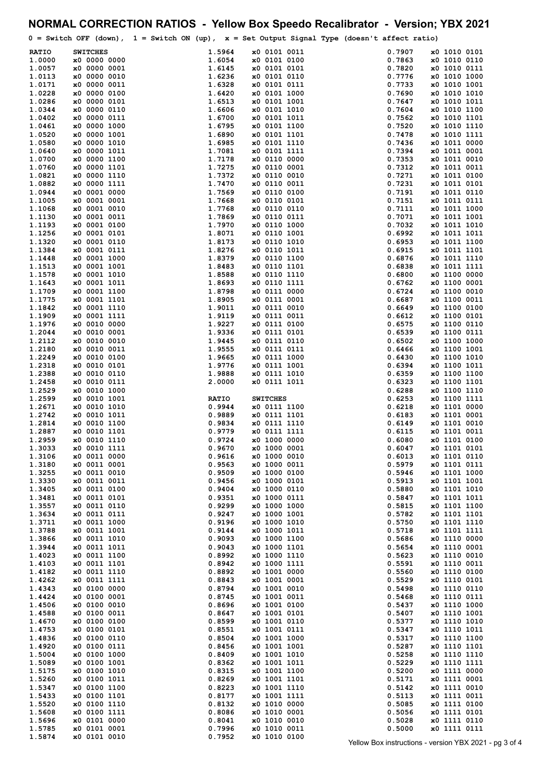# NORMAL CORRECTION RATIOS - Yellow Box Speedo Recalibrator - Version; YBX 2021

**0 = Switch OFF (down), 1 = Switch ON (up), x = Set Output Signal Type (doesn't affect ratio)**

| RATIO | SWITCHES |
|---|---|
| 1.0000 | x0 0000 0000 |
| 1.0057 | x0 0000 0001 |
| 1.0113 | x0 0000 0010 |
| 1.0171 | x0 0000 0011 |
| 1.0228 | x0 0000 0100 |
| 1.0286 | x0 0000 0101 |
| 1.0344 | x0 0000 0110 |
| 1.0402 | x0 0000 0111 |
| 1.0461 | x0 0000 1000 |
| 1.0520 | x0 0000 1001 |
| 1.0580 | x0 0000 1010 |
| 1.0640 | x0 0000 1011 |
| 1.0700 | x0 0000 1100 |
| 1.0760 | x0 0000 1101 |
| 1.0821 | x0 0000 1110 |
| 1.0882 | x0 0000 1111 |
| 1.0944 | x0 0001 0000 |
| 1.1005 | x0 0001 0001 |
| 1.1068 | x0 0001 0010 |
| 1.1130 | x0 0001 0011 |
| 1.1193 | x0 0001 0100 |
| 1.1256 | x0 0001 0101 |
| 1.1320 | x0 0001 0110 |
| 1.1384 | x0 0001 0111 |
| 1.1448 | x0 0001 1000 |
| 1.1513 | x0 0001 1001 |
| 1.1578 | x0 0001 1010 |
| 1.1643 | x0 0001 1011 |
| 1.1709 | x0 0001 1100 |
| 1.1775 | x0 0001 1101 |
| 1.1842 | x0 0001 1110 |
| 1.1909 | x0 0001 1111 |
| 1.1976 | x0 0010 0000 |
| 1.2044 | x0 0010 0001 |
| 1.2112 | x0 0010 0010 |
| 1.2180 | x0 0010 0011 |
| 1.2249 | x0 0010 0100 |
| 1.2318 | x0 0010 0101 |
| 1.2388 | x0 0010 0110 |
| 1.2458 | x0 0010 0111 |
| 1.2529 | x0 0010 1000 |
| 1.2599 | x0 0010 1001 |
| 1.2671 | x0 0010 1010 |
| 1.2742 | x0 0010 1011 |
| 1.2814 | x0 0010 1100 |
| 1.2887 | x0 0010 1101 |
| 1.2959 | x0 0010 1110 |
| 1.3033 | x0 0010 1111 |
| 1.3106 | x0 0011 0000 |
| 1.3180 | x0 0011 0001 |
| 1.3255 | x0 0011 0010 |
| 1.3330 | x0 0011 0011 |
| 1.3405 | x0 0011 0100 |
| 1.3481 | x0 0011 0101 |
| 1.3557 | x0 0011 0110 |
| 1.3634 | x0 0011 0111 |
| 1.3711 | x0 0011 1000 |
| 1.3788 | x0 0011 1001 |
| 1.3866 | x0 0011 1010 |
| 1.3944 | x0 0011 1011 |
| 1.4023 | x0 0011 1100 |
| 1.4103 | x0 0011 1101 |
| 1.4182 | x0 0011 1110 |
| 1.4262 | x0 0011 1111 |
| 1.4343 | x0 0100 0000 |
| 1.4424 | x0 0100 0001 |
| 1.4506 | x0 0100 0010 |
| 1.4588 | x0 0100 0011 |
| 1.4670 | x0 0100 0100 |
| 1.4753 | x0 0100 0101 |
| 1.4836 | x0 0100 0110 |
| 1.4920 | x0 0100 0111 |
| 1.5004 | x0 0100 1000 |
| 1.5089 | x0 0100 1001 |
| 1.5175 | x0 0100 1010 |
| 1.5260 | x0 0100 1011 |
| 1.5347 | x0 0100 1100 |
| 1.5433 | x0 0100 1101 |
| 1.5520 | x0 0100 1110 |
| 1.5608 | x0 0100 1111 |
| 1.5696 | x0 0101 0000 |
| 1.5785 | x0 0101 0001 |
| 1.5874 | x0 0101 0010 |
| 1.5964 | x0 0101 0011 |
| 1.6054 | x0 0101 0100 |
| 1.6145 | x0 0101 0101 |
| 1.6236 | x0 0101 0110 |
| 1.6328 | x0 0101 0111 |
| 1.6420 | x0 0101 1000 |
| 1.6513 | x0 0101 1001 |
| 1.6606 | x0 0101 1010 |
| 1.6700 | x0 0101 1011 |
| 1.6795 | x0 0101 1100 |
| 1.6890 | x0 0101 1101 |
| 1.6985 | x0 0101 1110 |
| 1.7081 | x0 0101 1111 |
| 1.7178 | x0 0110 0000 |
| 1.7275 | x0 0110 0001 |
| 1.7372 | x0 0110 0010 |
| 1.7470 | x0 0110 0011 |
| 1.7569 | x0 0110 0100 |
| 1.7668 | x0 0110 0101 |
| 1.7768 | x0 0110 0110 |
| 1.7869 | x0 0110 0111 |
| 1.7970 | x0 0110 1000 |
| 1.8071 | x0 0110 1001 |
| 1.8173 | x0 0110 1010 |
| 1.8276 | x0 0110 1011 |
| 1.8379 | x0 0110 1100 |
| 1.8483 | x0 0110 1101 |
| 1.8588 | x0 0110 1110 |
| 1.8693 | x0 0110 1111 |
| 1.8798 | x0 0111 0000 |
| 1.8905 | x0 0111 0001 |
| 1.9011 | x0 0111 0010 |
| 1.9119 | x0 0111 0011 |
| 1.9227 | x0 0111 0100 |
| 1.9336 | x0 0111 0101 |
| 1.9445 | x0 0111 0110 |
| 1.9555 | x0 0111 0111 |
| 1.9665 | x0 0111 1000 |
| 1.9776 | x0 0111 1001 |
| 1.9888 | x0 0111 1010 |
| 2.0000 | x0 0111 1011 |

| RATIO | SWITCHES |
|---|---|
| 0.9944 | x0 0111 1100 |
| 0.9889 | x0 0111 1101 |
| 0.9834 | x0 0111 1110 |
| 0.9779 | x0 0111 1111 |
| 0.9724 | x0 1000 0000 |
| 0.9670 | x0 1000 0001 |
| 0.9616 | x0 1000 0010 |
| 0.9563 | x0 1000 0011 |
| 0.9509 | x0 1000 0100 |
| 0.9456 | x0 1000 0101 |
| 0.9404 | x0 1000 0110 |
| 0.9351 | x0 1000 0111 |
| 0.9299 | x0 1000 1000 |
| 0.9247 | x0 1000 1001 |
| 0.9196 | x0 1000 1010 |
| 0.9144 | x0 1000 1011 |
| 0.9093 | x0 1000 1100 |
| 0.9043 | x0 1000 1101 |
| 0.8992 | x0 1000 1110 |
| 0.8942 | x0 1000 1111 |
| 0.8892 | x0 1001 0000 |
| 0.8843 | x0 1001 0001 |
| 0.8794 | x0 1001 0010 |
| 0.8745 | x0 1001 0011 |
| 0.8696 | x0 1001 0100 |
| 0.8647 | x0 1001 0101 |
| 0.8599 | x0 1001 0110 |
| 0.8551 | x0 1001 0111 |
| 0.8504 | x0 1001 1000 |
| 0.8456 | x0 1001 1001 |
| 0.8409 | x0 1001 1010 |
| 0.8362 | x0 1001 1011 |
| 0.8315 | x0 1001 1100 |
| 0.8269 | x0 1001 1101 |
| 0.8223 | x0 1001 1110 |
| 0.8177 | x0 1001 1111 |
| 0.8132 | x0 1010 0000 |
| 0.8086 | x0 1010 0001 |
| 0.8041 | x0 1010 0010 |
| 0.7996 | x0 1010 0011 |
| 0.7952 | x0 1010 0100 |
| 0.7907 | x0 1010 0101 |
| 0.7863 | x0 1010 0110 |
| 0.7820 | x0 1010 0111 |
| 0.7776 | x0 1010 1000 |
| 0.7733 | x0 1010 1001 |
| 0.7690 | x0 1010 1010 |
| 0.7647 | x0 1010 1011 |
| 0.7604 | x0 1010 1100 |
| 0.7562 | x0 1010 1101 |
| 0.7520 | x0 1010 1110 |
| 0.7478 | x0 1010 1111 |
| 0.7436 | x0 1011 0000 |
| 0.7394 | x0 1011 0001 |
| 0.7353 | x0 1011 0010 |
| 0.7312 | x0 1011 0011 |
| 0.7271 | x0 1011 0100 |
| 0.7231 | x0 1011 0101 |
| 0.7191 | x0 1011 0110 |
| 0.7151 | x0 1011 0111 |
| 0.7111 | x0 1011 1000 |
| 0.7071 | x0 1011 1001 |
| 0.7032 | x0 1011 1010 |
| 0.6992 | x0 1011 1011 |
| 0.6953 | x0 1011 1100 |
| 0.6915 | x0 1011 1101 |
| 0.6876 | x0 1011 1110 |
| 0.6838 | x0 1011 1111 |
| 0.6800 | x0 1100 0000 |
| 0.6762 | x0 1100 0001 |
| 0.6724 | x0 1100 0010 |
| 0.6687 | x0 1100 0011 |
| 0.6649 | x0 1100 0100 |
| 0.6612 | x0 1100 0101 |
| 0.6575 | x0 1100 0110 |
| 0.6539 | x0 1100 0111 |
| 0.6502 | x0 1100 1000 |
| 0.6466 | x0 1100 1001 |
| 0.6430 | x0 1100 1010 |
| 0.6394 | x0 1100 1011 |
| 0.6359 | x0 1100 1100 |
| 0.6323 | x0 1100 1101 |
| 0.6288 | x0 1100 1110 |
| 0.6253 | x0 1100 1111 |
| 0.6218 | x0 1101 0000 |
| 0.6183 | x0 1101 0001 |
| 0.6149 | x0 1101 0010 |
| 0.6115 | x0 1101 0011 |
| 0.6080 | x0 1101 0100 |
| 0.6047 | x0 1101 0101 |
| 0.6013 | x0 1101 0110 |
| 0.5979 | x0 1101 0111 |
| 0.5946 | x0 1101 1000 |
| 0.5913 | x0 1101 1001 |
| 0.5880 | x0 1101 1010 |
| 0.5847 | x0 1101 1011 |
| 0.5815 | x0 1101 1100 |
| 0.5782 | x0 1101 1101 |
| 0.5750 | x0 1101 1110 |
| 0.5718 | x0 1101 1111 |
| 0.5686 | x0 1110 0000 |
| 0.5654 | x0 1110 0001 |
| 0.5623 | x0 1110 0010 |
| 0.5591 | x0 1110 0011 |
| 0.5560 | x0 1110 0100 |
| 0.5529 | x0 1110 0101 |
| 0.5498 | x0 1110 0110 |
| 0.5468 | x0 1110 0111 |
| 0.5437 | x0 1110 1000 |
| 0.5407 | x0 1110 1001 |
| 0.5377 | x0 1110 1010 |
| 0.5347 | x0 1110 1011 |
| 0.5317 | x0 1110 1100 |
| 0.5287 | x0 1110 1101 |
| 0.5258 | x0 1110 1110 |
| 0.5229 | x0 1110 1111 |
| 0.5200 | x0 1111 0000 |
| 0.5171 | x0 1111 0001 |
| 0.5142 | x0 1111 0010 |
| 0.5113 | x0 1111 0011 |
| 0.5085 | x0 1111 0100 |
| 0.5056 | x0 1111 0101 |
| 0.5028 | x0 1111 0110 |
| 0.5000 | x0 1111 0111 |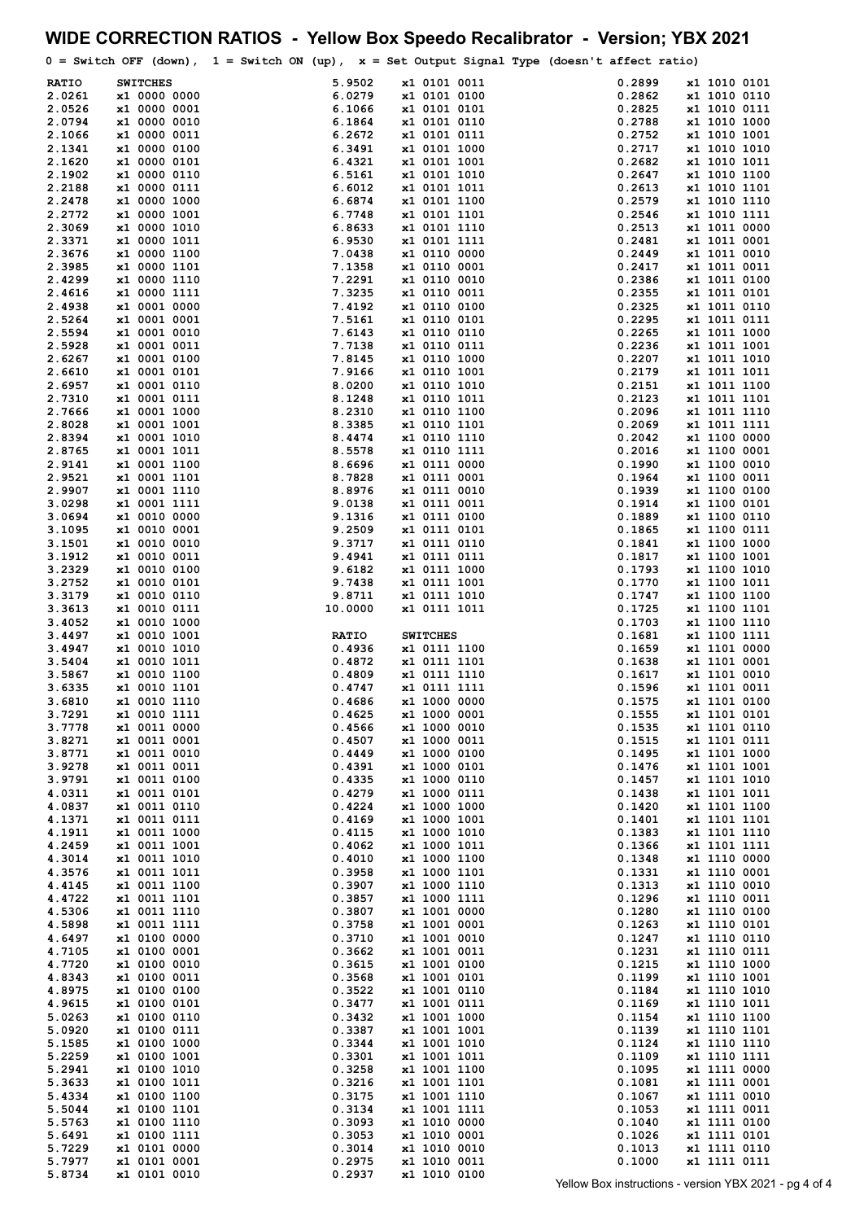# WIDE CORRECTION RATIOS - Yellow Box Speedo Recalibrator - Version; YBX 2021

**0 = Switch OFF (down), 1 = Switch ON (up), x = Set Output Signal Type (doesn't affect ratio)**

| RATIO | SWITCHES |
|---|---|
| 2.0261 | x1 0000 0000 |
| 2.0526 | x1 0000 0001 |
| 2.0794 | x1 0000 0010 |
| 2.1066 | x1 0000 0011 |
| 2.1341 | x1 0000 0100 |
| 2.1620 | x1 0000 0101 |
| 2.1902 | x1 0000 0110 |
| 2.2188 | x1 0000 0111 |
| 2.2478 | x1 0000 1000 |
| 2.2772 | x1 0000 1001 |
| 2.3069 | x1 0000 1010 |
| 2.3371 | x1 0000 1011 |
| 2.3676 | x1 0000 1100 |
| 2.3985 | x1 0000 1101 |
| 2.4299 | x1 0000 1110 |
| 2.4616 | x1 0000 1111 |
| 2.4938 | x1 0001 0000 |
| 2.5264 | x1 0001 0001 |
| 2.5594 | x1 0001 0010 |
| 2.5928 | x1 0001 0011 |
| 2.6267 | x1 0001 0100 |
| 2.6610 | x1 0001 0101 |
| 2.6957 | x1 0001 0110 |
| 2.7310 | x1 0001 0111 |
| 2.7666 | x1 0001 1000 |
| 2.8028 | x1 0001 1001 |
| 2.8394 | x1 0001 1010 |
| 2.8765 | x1 0001 1011 |
| 2.9141 | x1 0001 1100 |
| 2.9521 | x1 0001 1101 |
| 2.9907 | x1 0001 1110 |
| 3.0298 | x1 0001 1111 |
| 3.0694 | x1 0010 0000 |
| 3.1095 | x1 0010 0001 |
| 3.1501 | x1 0010 0010 |
| 3.1912 | x1 0010 0011 |
| 3.2329 | x1 0010 0100 |
| 3.2752 | x1 0010 0101 |
| 3.3179 | x1 0010 0110 |
| 3.3613 | x1 0010 0111 |
| 3.4052 | x1 0010 1000 |
| 3.4497 | x1 0010 1001 |
| 3.4947 | x1 0010 1010 |
| 3.5404 | x1 0010 1011 |
| 3.5867 | x1 0010 1100 |
| 3.6335 | x1 0010 1101 |
| 3.6810 | x1 0010 1110 |
| 3.7291 | x1 0010 1111 |
| 3.7778 | x1 0011 0000 |
| 3.8271 | x1 0011 0001 |
| 3.8771 | x1 0011 0010 |
| 3.9278 | x1 0011 0011 |
| 3.9791 | x1 0011 0100 |
| 4.0311 | x1 0011 0101 |
| 4.0837 | x1 0011 0110 |
| 4.1371 | x1 0011 0111 |
| 4.1911 | x1 0011 1000 |
| 4.2459 | x1 0011 1001 |
| 4.3014 | x1 0011 1010 |
| 4.3576 | x1 0011 1011 |
| 4.4145 | x1 0011 1100 |
| 4.4722 | x1 0011 1101 |
| 4.5306 | x1 0011 1110 |
| 4.5898 | x1 0011 1111 |
| 4.6497 | x1 0100 0000 |
| 4.7105 | x1 0100 0001 |
| 4.7720 | x1 0100 0010 |
| 4.8343 | x1 0100 0011 |
| 4.8975 | x1 0100 0100 |
| 4.9615 | x1 0100 0101 |
| 5.0263 | x1 0100 0110 |
| 5.0920 | x1 0100 0111 |
| 5.1585 | x1 0100 1000 |
| 5.2259 | x1 0100 1001 |
| 5.2941 | x1 0100 1010 |
| 5.3633 | x1 0100 1011 |
| 5.4334 | x1 0100 1100 |
| 5.5044 | x1 0100 1101 |
| 5.5763 | x1 0100 1110 |
| 5.6491 | x1 0100 1111 |
| 5.7229 | x1 0101 0000 |
| 5.7977 | x1 0101 0001 |
| 5.8734 | x1 0101 0010 |
| 5.9502 | x1 0101 0011 |
| 6.0279 | x1 0101 0100 |
| 6.1066 | x1 0101 0101 |
| 6.1864 | x1 0101 0110 |
| 6.2672 | x1 0101 0111 |
| 6.3491 | x1 0101 1000 |
| 6.4321 | x1 0101 1001 |
| 6.5161 | x1 0101 1010 |
| 6.6012 | x1 0101 1011 |
| 6.6874 | x1 0101 1100 |
| 6.7748 | x1 0101 1101 |
| 6.8633 | x1 0101 1110 |
| 6.9530 | x1 0101 1111 |
| 7.0438 | x1 0110 0000 |
| 7.1358 | x1 0110 0001 |
| 7.2291 | x1 0110 0010 |
| 7.3235 | x1 0110 0011 |
| 7.4192 | x1 0110 0100 |
| 7.5161 | x1 0110 0101 |
| 7.6143 | x1 0110 0110 |
| 7.7138 | x1 0110 0111 |
| 7.8145 | x1 0110 1000 |
| 7.9166 | x1 0110 1001 |
| 8.0200 | x1 0110 1010 |
| 8.1248 | x1 0110 1011 |
| 8.2310 | x1 0110 1100 |
| 8.3385 | x1 0110 1101 |
| 8.4474 | x1 0110 1110 |
| 8.5578 | x1 0110 1111 |
| 8.6696 | x1 0111 0000 |
| 8.7828 | x1 0111 0001 |
| 8.8976 | x1 0111 0010 |
| 9.0138 | x1 0111 0011 |
| 9.1316 | x1 0111 0100 |
| 9.2509 | x1 0111 0101 |
| 9.3717 | x1 0111 0110 |
| 9.4941 | x1 0111 0111 |
| 9.6182 | x1 0111 1000 |
| 9.7438 | x1 0111 1001 |
| 9.8711 | x1 0111 1010 |
| 10.0000 | x1 0111 1011 |

| RATIO | SWITCHES |
|---|---|
| 0.4936 | x1 0111 1100 |
| 0.4872 | x1 0111 1101 |
| 0.4809 | x1 0111 1110 |
| 0.4747 | x1 0111 1111 |
| 0.4686 | x1 1000 0000 |
| 0.4625 | x1 1000 0001 |
| 0.4566 | x1 1000 0010 |
| 0.4507 | x1 1000 0011 |
| 0.4449 | x1 1000 0100 |
| 0.4391 | x1 1000 0101 |
| 0.4335 | x1 1000 0110 |
| 0.4279 | x1 1000 0111 |
| 0.4224 | x1 1000 1000 |
| 0.4169 | x1 1000 1001 |
| 0.4115 | x1 1000 1010 |
| 0.4062 | x1 1000 1011 |
| 0.4010 | x1 1000 1100 |
| 0.3958 | x1 1000 1101 |
| 0.3907 | x1 1000 1110 |
| 0.3857 | x1 1000 1111 |
| 0.3807 | x1 1001 0000 |
| 0.3758 | x1 1001 0001 |
| 0.3710 | x1 1001 0010 |
| 0.3662 | x1 1001 0011 |
| 0.3615 | x1 1001 0100 |
| 0.3568 | x1 1001 0101 |
| 0.3522 | x1 1001 0110 |
| 0.3477 | x1 1001 0111 |
| 0.3432 | x1 1001 1000 |
| 0.3387 | x1 1001 1001 |
| 0.3344 | x1 1001 1010 |
| 0.3301 | x1 1001 1011 |
| 0.3258 | x1 1001 1100 |
| 0.3216 | x1 1001 1101 |
| 0.3175 | x1 1001 1110 |
| 0.3134 | x1 1001 1111 |
| 0.3093 | x1 1010 0000 |
| 0.3053 | x1 1010 0001 |
| 0.3014 | x1 1010 0010 |
| 0.2975 | x1 1010 0011 |
| 0.2937 | x1 1010 0100 |
| 0.2899 | x1 1010 0101 |
| 0.2862 | x1 1010 0110 |
| 0.2825 | x1 1010 0111 |
| 0.2788 | x1 1010 1000 |
| 0.2752 | x1 1010 1001 |
| 0.2717 | x1 1010 1010 |
| 0.2682 | x1 1010 1011 |
| 0.2647 | x1 1010 1100 |
| 0.2613 | x1 1010 1101 |
| 0.2579 | x1 1010 1110 |
| 0.2546 | x1 1010 1111 |
| 0.2513 | x1 1011 0000 |
| 0.2481 | x1 1011 0001 |
| 0.2449 | x1 1011 0010 |
| 0.2417 | x1 1011 0011 |
| 0.2386 | x1 1011 0100 |
| 0.2355 | x1 1011 0101 |
| 0.2325 | x1 1011 0110 |
| 0.2295 | x1 1011 0111 |
| 0.2265 | x1 1011 1000 |
| 0.2236 | x1 1011 1001 |
| 0.2207 | x1 1011 1010 |
| 0.2179 | x1 1011 1011 |
| 0.2151 | x1 1011 1100 |
| 0.2123 | x1 1011 1101 |
| 0.2096 | x1 1011 1110 |
| 0.2069 | x1 1011 1111 |
| 0.2042 | x1 1100 0000 |
| 0.2016 | x1 1100 0001 |
| 0.1990 | x1 1100 0010 |
| 0.1964 | x1 1100 0011 |
| 0.1939 | x1 1100 0100 |
| 0.1914 | x1 1100 0101 |
| 0.1889 | x1 1100 0110 |
| 0.1865 | x1 1100 0111 |
| 0.1841 | x1 1100 1000 |
| 0.1817 | x1 1100 1001 |
| 0.1793 | x1 1100 1010 |
| 0.1770 | x1 1100 1011 |
| 0.1747 | x1 1100 1100 |
| 0.1725 | x1 1100 1101 |
| 0.1703 | x1 1100 1110 |
| 0.1681 | x1 1100 1111 |
| 0.1659 | x1 1101 0000 |
| 0.1638 | x1 1101 0001 |
| 0.1617 | x1 1101 0010 |
| 0.1596 | x1 1101 0011 |
| 0.1575 | x1 1101 0100 |
| 0.1555 | x1 1101 0101 |
| 0.1535 | x1 1101 0110 |
| 0.1515 | x1 1101 0111 |
| 0.1495 | x1 1101 1000 |
| 0.1476 | x1 1101 1001 |
| 0.1457 | x1 1101 1010 |
| 0.1438 | x1 1101 1011 |
| 0.1420 | x1 1101 1100 |
| 0.1401 | x1 1101 1101 |
| 0.1383 | x1 1101 1110 |
| 0.1366 | x1 1101 1111 |
| 0.1348 | x1 1110 0000 |
| 0.1331 | x1 1110 0001 |
| 0.1313 | x1 1110 0010 |
| 0.1296 | x1 1110 0011 |
| 0.1280 | x1 1110 0100 |
| 0.1263 | x1 1110 0101 |
| 0.1247 | x1 1110 0110 |
| 0.1231 | x1 1110 0111 |
| 0.1215 | x1 1110 1000 |
| 0.1199 | x1 1110 1001 |
| 0.1184 | x1 1110 1010 |
| 0.1169 | x1 1110 1011 |
| 0.1154 | x1 1110 1100 |
| 0.1139 | x1 1110 1101 |
| 0.1124 | x1 1110 1110 |
| 0.1109 | x1 1110 1111 |
| 0.1095 | x1 1111 0000 |
| 0.1081 | x1 1111 0001 |
| 0.1067 | x1 1111 0010 |
| 0.1053 | x1 1111 0011 |
| 0.1040 | x1 1111 0100 |
| 0.1026 | x1 1111 0101 |
| 0.1013 | x1 1111 0110 |
| 0.1000 | x1 1111 0111 |